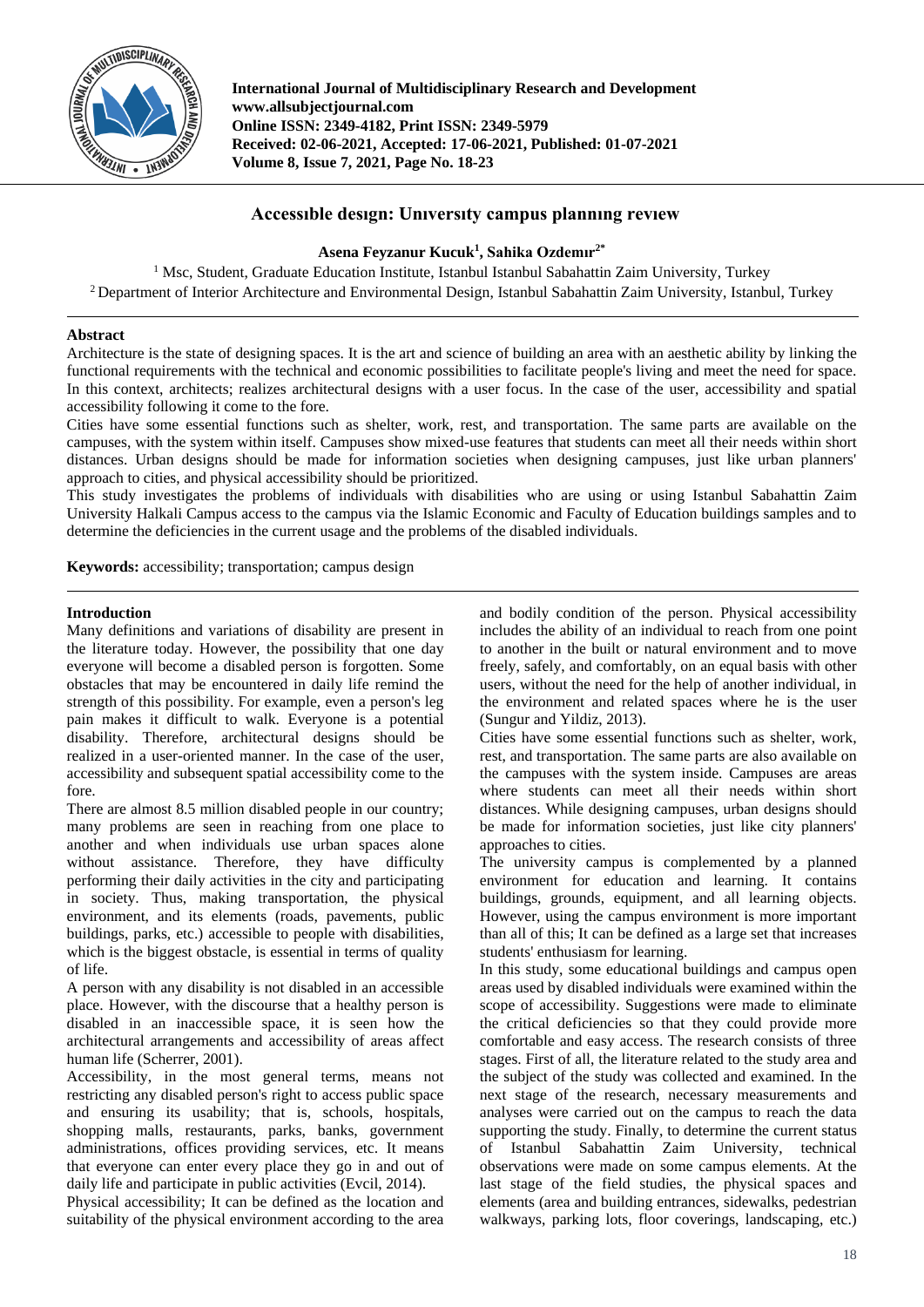# Accessıble desıgn: Unıversıty campus plannıng revıew

**Asena Feyzanur Kucuk[1], Sahika Ozdemır[2*]**

[1] Msc, Student, Graduate Education Institute, Istanbul Istanbul Sabahattin Zaim University, Turkey
[2] Department of Interior Architecture and Environmental Design, Istanbul Sabahattin Zaim University, Istanbul, Turkey

## Abstract

Architecture is the state of designing spaces. It is the art and science of building an area with an aesthetic ability by linking the functional requirements with the technical and economic possibilities to facilitate people's living and meet the need for space. In this context, architects; realizes architectural designs with a user focus. In the case of the user, accessibility and spatial accessibility following it come to the fore.

Cities have some essential functions such as shelter, work, rest, and transportation. The same parts are available on the campuses, with the system within itself. Campuses show mixed-use features that students can meet all their needs within short distances. Urban designs should be made for information societies when designing campuses, just like urban planners' approach to cities, and physical accessibility should be prioritized.

This study investigates the problems of individuals with disabilities who are using or using Istanbul Sabahattin Zaim University Halkali Campus access to the campus via the Islamic Economic and Faculty of Education buildings samples and to determine the deficiencies in the current usage and the problems of the disabled individuals.

**Keywords:** accessibility; transportation; campus design

## Introduction

Many definitions and variations of disability are present in the literature today. However, the possibility that one day everyone will become a disabled person is forgotten. Some obstacles that may be encountered in daily life remind the strength of this possibility. For example, even a person's leg pain makes it difficult to walk. Everyone is a potential disability. Therefore, architectural designs should be realized in a user-oriented manner. In the case of the user, accessibility and subsequent spatial accessibility come to the fore.

There are almost 8.5 million disabled people in our country; many problems are seen in reaching from one place to another and when individuals use urban spaces alone without assistance. Therefore, they have difficulty performing their daily activities in the city and participating in society. Thus, making transportation, the physical environment, and its elements (roads, pavements, public buildings, parks, etc.) accessible to people with disabilities, which is the biggest obstacle, is essential in terms of quality of life.

A person with any disability is not disabled in an accessible place. However, with the discourse that a healthy person is disabled in an inaccessible space, it is seen how the architectural arrangements and accessibility of areas affect human life (Scherrer, 2001).

Accessibility, in the most general terms, means not restricting any disabled person's right to access public space and ensuring its usability; that is, schools, hospitals, shopping malls, restaurants, parks, banks, government administrations, offices providing services, etc. It means that everyone can enter every place they go in and out of daily life and participate in public activities (Evcil, 2014).

Physical accessibility; It can be defined as the location and suitability of the physical environment according to the area and bodily condition of the person. Physical accessibility includes the ability of an individual to reach from one point to another in the built or natural environment and to move freely, safely, and comfortably, on an equal basis with other users, without the need for the help of another individual, in the environment and related spaces where he is the user (Sungur and Yildiz, 2013).

Cities have some essential functions such as shelter, work, rest, and transportation. The same parts are also available on the campuses with the system inside. Campuses are areas where students can meet all their needs within short distances. While designing campuses, urban designs should be made for information societies, just like city planners' approaches to cities.

The university campus is complemented by a planned environment for education and learning. It contains buildings, grounds, equipment, and all learning objects. However, using the campus environment is more important than all of this; It can be defined as a large set that increases students' enthusiasm for learning.

In this study, some educational buildings and campus open areas used by disabled individuals were examined within the scope of accessibility. Suggestions were made to eliminate the critical deficiencies so that they could provide more comfortable and easy access. The research consists of three stages. First of all, the literature related to the study area and the subject of the study was collected and examined. In the next stage of the research, necessary measurements and analyses were carried out on the campus to reach the data supporting the study. Finally, to determine the current status of Istanbul Sabahattin Zaim University, technical observations were made on some campus elements. At the last stage of the field studies, the physical spaces and elements (area and building entrances, sidewalks, pedestrian walkways, parking lots, floor coverings, landscaping, etc.)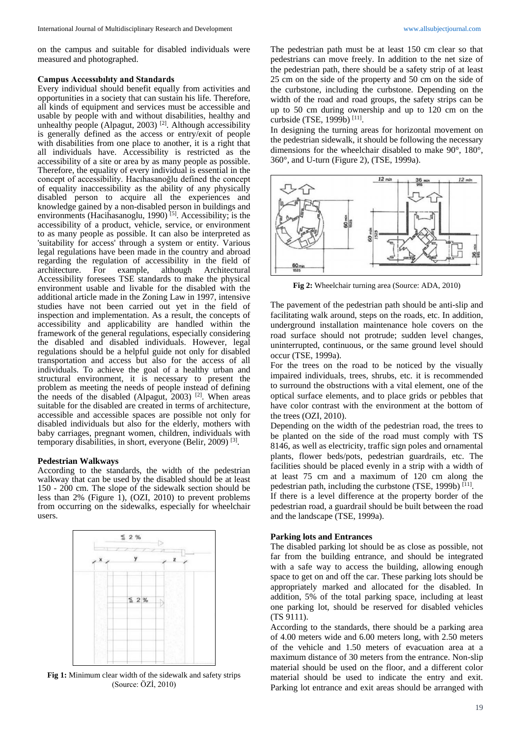on the campus and suitable for disabled individuals were measured and photographed.

### Campus Accessıbılıty and Standards

Every individual should benefit equally from activities and opportunities in a society that can sustain his life. Therefore, all kinds of equipment and services must be accessible and usable by people with and without disabilities, healthy and unhealthy people (Alpagut, 2003) [2]. Although accessibility is generally defined as the access or entry/exit of people with disabilities from one place to another, it is a right that all individuals have. Accessibility is restricted as the accessibility of a site or area by as many people as possible. Therefore, the equality of every individual is essential in the concept of accessibility. Hacıhasanoğlu defined the concept of equality inaccessibility as the ability of any physically disabled person to acquire all the experiences and knowledge gained by a non-disabled person in buildings and environments (Hacihasanoglu, 1990) [5]. Accessibility; is the accessibility of a product, vehicle, service, or environment to as many people as possible. It can also be interpreted as 'suitability for access' through a system or entity. Various legal regulations have been made in the country and abroad regarding the regulation of accessibility in the field of architecture. For example, although Architectural Accessibility foresees TSE standards to make the physical environment usable and livable for the disabled with the additional article made in the Zoning Law in 1997, intensive studies have not been carried out in the field of inspection and implementation. As a result, the concepts of accessibility and applicability are handled within the framework of the general regulations, especially considering the disabled and disabled individuals. However, legal regulations should be a helpful guide not only for disabled transportation and access but also for the access of all individuals. To achieve the goal of a healthy urban and structural environment, it is necessary to present the problem as meeting the needs of people instead of defining the needs of the disabled (Alpagut, 2003) [2]. When areas suitable for the disabled are created in terms of architecture, accessible and accessible spaces are possible not only for disabled individuals but also for the elderly, mothers with baby carriages, pregnant women, children, individuals with temporary disabilities, in short, everyone (Belir, 2009) [3].

### Pedestrian Walkways

According to the standards, the width of the pedestrian walkway that can be used by the disabled should be at least 150 - 200 cm. The slope of the sidewalk section should be less than 2% (Figure 1), (OZI, 2010) to prevent problems from occurring on the sidewalks, especially for wheelchair users.

**Fig 1:** Minimum clear width of the sidewalk and safety strips (Source: ÖZİ, 2010)

The pedestrian path must be at least 150 cm clear so that pedestrians can move freely. In addition to the net size of the pedestrian path, there should be a safety strip of at least 25 cm on the side of the property and 50 cm on the side of the curbstone, including the curbstone. Depending on the width of the road and road groups, the safety strips can be up to 50 cm during ownership and up to 120 cm on the curbside (TSE, 1999b) [11].

In designing the turning areas for horizontal movement on the pedestrian sidewalk, it should be following the necessary dimensions for the wheelchair disabled to make 90°, 180°, 360°, and U-turn (Figure 2), (TSE, 1999a).

**Fig 2:** Wheelchair turning area (Source: ADA, 2010)

The pavement of the pedestrian path should be anti-slip and facilitating walk around, steps on the roads, etc. In addition, underground installation maintenance hole covers on the road surface should not protrude; sudden level changes, uninterrupted, continuous, or the same ground level should occur (TSE, 1999a).

For the trees on the road to be noticed by the visually impaired individuals, trees, shrubs, etc. it is recommended to surround the obstructions with a vital element, one of the optical surface elements, and to place grids or pebbles that have color contrast with the environment at the bottom of the trees (OZI, 2010).

Depending on the width of the pedestrian road, the trees to be planted on the side of the road must comply with TS 8146, as well as electricity, traffic sign poles and ornamental plants, flower beds/pots, pedestrian guardrails, etc. The facilities should be placed evenly in a strip with a width of at least 75 cm and a maximum of 120 cm along the pedestrian path, including the curbstone (TSE, 1999b) [11].

If there is a level difference at the property border of the pedestrian road, a guardrail should be built between the road and the landscape (TSE, 1999a).

### Parking lots and Entrances

The disabled parking lot should be as close as possible, not far from the building entrance, and should be integrated with a safe way to access the building, allowing enough space to get on and off the car. These parking lots should be appropriately marked and allocated for the disabled. In addition, 5% of the total parking space, including at least one parking lot, should be reserved for disabled vehicles (TS 9111).

According to the standards, there should be a parking area of 4.00 meters wide and 6.00 meters long, with 2.50 meters of the vehicle and 1.50 meters of evacuation area at a maximum distance of 30 meters from the entrance. Non-slip material should be used on the floor, and a different color material should be used to indicate the entry and exit. Parking lot entrance and exit areas should be arranged with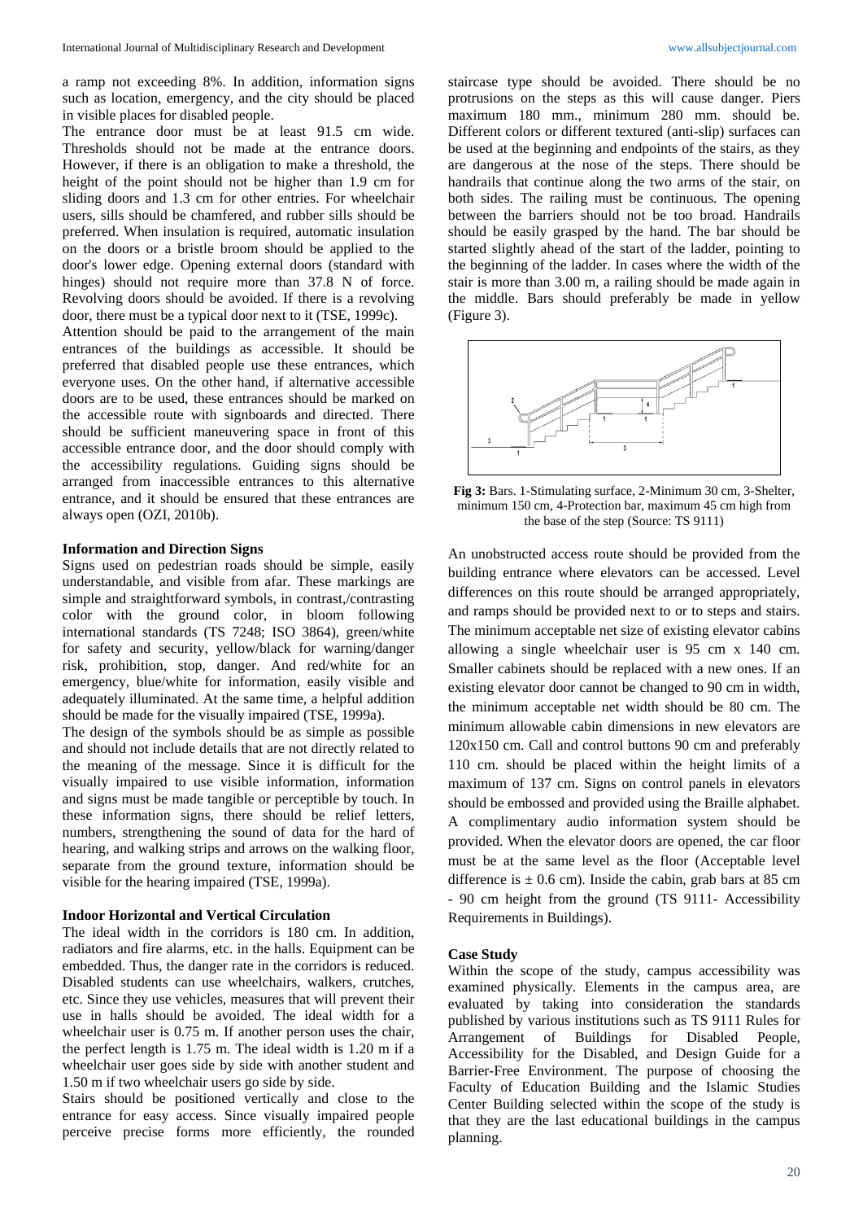a ramp not exceeding 8%. In addition, information signs such as location, emergency, and the city should be placed in visible places for disabled people.

The entrance door must be at least 91.5 cm wide. Thresholds should not be made at the entrance doors. However, if there is an obligation to make a threshold, the height of the point should not be higher than 1.9 cm for sliding doors and 1.3 cm for other entries. For wheelchair users, sills should be chamfered, and rubber sills should be preferred. When insulation is required, automatic insulation on the doors or a bristle broom should be applied to the door's lower edge. Opening external doors (standard with hinges) should not require more than 37.8 N of force. Revolving doors should be avoided. If there is a revolving door, there must be a typical door next to it (TSE, 1999c).

Attention should be paid to the arrangement of the main entrances of the buildings as accessible. It should be preferred that disabled people use these entrances, which everyone uses. On the other hand, if alternative accessible doors are to be used, these entrances should be marked on the accessible route with signboards and directed. There should be sufficient maneuvering space in front of this accessible entrance door, and the door should comply with the accessibility regulations. Guiding signs should be arranged from inaccessible entrances to this alternative entrance, and it should be ensured that these entrances are always open (OZI, 2010b).

### Information and Direction Signs

Signs used on pedestrian roads should be simple, easily understandable, and visible from afar. These markings are simple and straightforward symbols, in contrast,/contrasting color with the ground color, in bloom following international standards (TS 7248; ISO 3864), green/white for safety and security, yellow/black for warning/danger risk, prohibition, stop, danger. And red/white for an emergency, blue/white for information, easily visible and adequately illuminated. At the same time, a helpful addition should be made for the visually impaired (TSE, 1999a).

The design of the symbols should be as simple as possible and should not include details that are not directly related to the meaning of the message. Since it is difficult for the visually impaired to use visible information, information and signs must be made tangible or perceptible by touch. In these information signs, there should be relief letters, numbers, strengthening the sound of data for the hard of hearing, and walking strips and arrows on the walking floor, separate from the ground texture, information should be visible for the hearing impaired (TSE, 1999a).

### Indoor Horizontal and Vertical Circulation

The ideal width in the corridors is 180 cm. In addition, radiators and fire alarms, etc. in the halls. Equipment can be embedded. Thus, the danger rate in the corridors is reduced. Disabled students can use wheelchairs, walkers, crutches, etc. Since they use vehicles, measures that will prevent their use in halls should be avoided. The ideal width for a wheelchair user is 0.75 m. If another person uses the chair, the perfect length is 1.75 m. The ideal width is 1.20 m if a wheelchair user goes side by side with another student and 1.50 m if two wheelchair users go side by side.

Stairs should be positioned vertically and close to the entrance for easy access. Since visually impaired people perceive precise forms more efficiently, the rounded staircase type should be avoided. There should be no protrusions on the steps as this will cause danger. Piers maximum 180 mm., minimum 280 mm. should be. Different colors or different textured (anti-slip) surfaces can be used at the beginning and endpoints of the stairs, as they are dangerous at the nose of the steps. There should be handrails that continue along the two arms of the stair, on both sides. The railing must be continuous. The opening between the barriers should not be too broad. Handrails should be easily grasped by the hand. The bar should be started slightly ahead of the start of the ladder, pointing to the beginning of the ladder. In cases where the width of the stair is more than 3.00 m, a railing should be made again in the middle. Bars should preferably be made in yellow (Figure 3).

**Fig 3:** Bars. 1-Stimulating surface, 2-Minimum 30 cm, 3-Shelter, minimum 150 cm, 4-Protection bar, maximum 45 cm high from the base of the step (Source: TS 9111)

An unobstructed access route should be provided from the building entrance where elevators can be accessed. Level differences on this route should be arranged appropriately, and ramps should be provided next to or to steps and stairs. The minimum acceptable net size of existing elevator cabins allowing a single wheelchair user is 95 cm x 140 cm. Smaller cabinets should be replaced with a new ones. If an existing elevator door cannot be changed to 90 cm in width, the minimum acceptable net width should be 80 cm. The minimum allowable cabin dimensions in new elevators are 120x150 cm. Call and control buttons 90 cm and preferably 110 cm. should be placed within the height limits of a maximum of 137 cm. Signs on control panels in elevators should be embossed and provided using the Braille alphabet. A complimentary audio information system should be provided. When the elevator doors are opened, the car floor must be at the same level as the floor (Acceptable level difference is ± 0.6 cm). Inside the cabin, grab bars at 85 cm - 90 cm height from the ground (TS 9111- Accessibility Requirements in Buildings).

### Case Study

Within the scope of the study, campus accessibility was examined physically. Elements in the campus area, are evaluated by taking into consideration the standards published by various institutions such as TS 9111 Rules for Arrangement of Buildings for Disabled People, Accessibility for the Disabled, and Design Guide for a Barrier-Free Environment. The purpose of choosing the Faculty of Education Building and the Islamic Studies Center Building selected within the scope of the study is that they are the last educational buildings in the campus planning.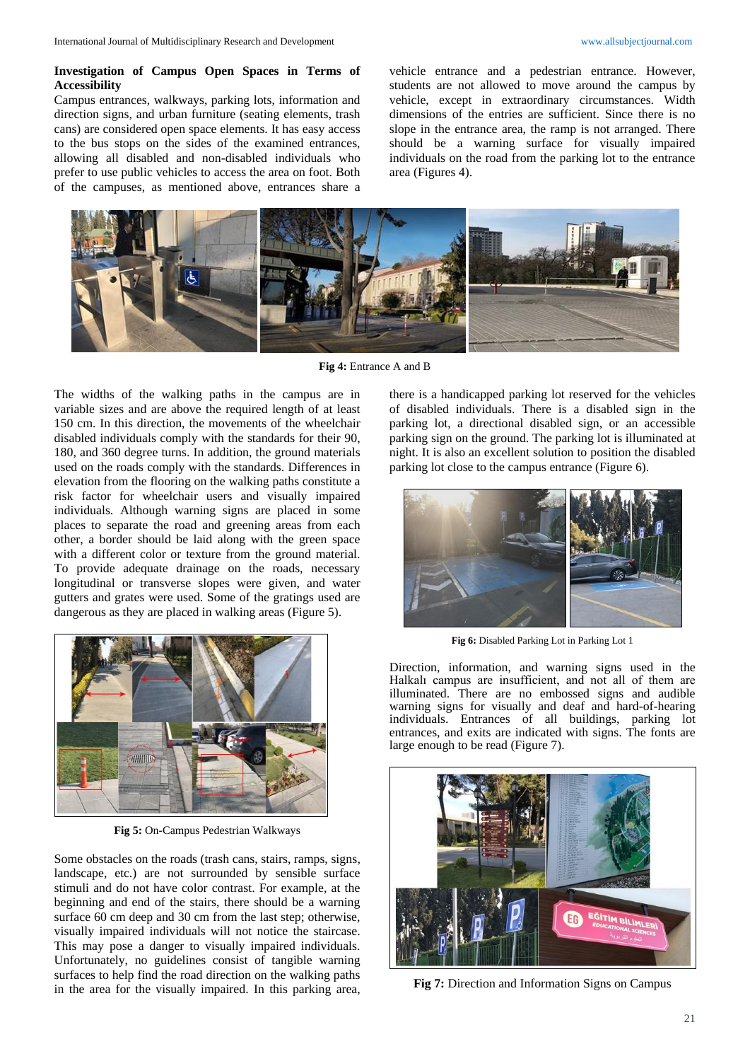### Investigation of Campus Open Spaces in Terms of Accessibility

Campus entrances, walkways, parking lots, information and direction signs, and urban furniture (seating elements, trash cans) are considered open space elements. It has easy access to the bus stops on the sides of the examined entrances, allowing all disabled and non-disabled individuals who prefer to use public vehicles to access the area on foot. Both of the campuses, as mentioned above, entrances share a vehicle entrance and a pedestrian entrance. However, students are not allowed to move around the campus by vehicle, except in extraordinary circumstances. Width dimensions of the entries are sufficient. Since there is no slope in the entrance area, the ramp is not arranged. There should be a warning surface for visually impaired individuals on the road from the parking lot to the entrance area (Figures 4).

**Fig 4:** Entrance A and B

The widths of the walking paths in the campus are in variable sizes and are above the required length of at least 150 cm. In this direction, the movements of the wheelchair disabled individuals comply with the standards for their 90, 180, and 360 degree turns. In addition, the ground materials used on the roads comply with the standards. Differences in elevation from the flooring on the walking paths constitute a risk factor for wheelchair users and visually impaired individuals. Although warning signs are placed in some places to separate the road and greening areas from each other, a border should be laid along with the green space with a different color or texture from the ground material. To provide adequate drainage on the roads, necessary longitudinal or transverse slopes were given, and water gutters and grates were used. Some of the gratings used are dangerous as they are placed in walking areas (Figure 5).

**Fig 5:** On-Campus Pedestrian Walkways

Some obstacles on the roads (trash cans, stairs, ramps, signs, landscape, etc.) are not surrounded by sensible surface stimuli and do not have color contrast. For example, at the beginning and end of the stairs, there should be a warning surface 60 cm deep and 30 cm from the last step; otherwise, visually impaired individuals will not notice the staircase. This may pose a danger to visually impaired individuals. Unfortunately, no guidelines consist of tangible warning surfaces to help find the road direction on the walking paths in the area for the visually impaired. In this parking area, there is a handicapped parking lot reserved for the vehicles of disabled individuals. There is a disabled sign in the parking lot, a directional disabled sign, or an accessible parking sign on the ground. The parking lot is illuminated at night. It is also an excellent solution to position the disabled parking lot close to the campus entrance (Figure 6).

**Fig 6:** Disabled Parking Lot in Parking Lot 1

Direction, information, and warning signs used in the Halkalı campus are insufficient, and not all of them are illuminated. There are no embossed signs and audible warning signs for visually and deaf and hard-of-hearing individuals. Entrances of all buildings, parking lot entrances, and exits are indicated with signs. The fonts are large enough to be read (Figure 7).

**Fig 7:** Direction and Information Signs on Campus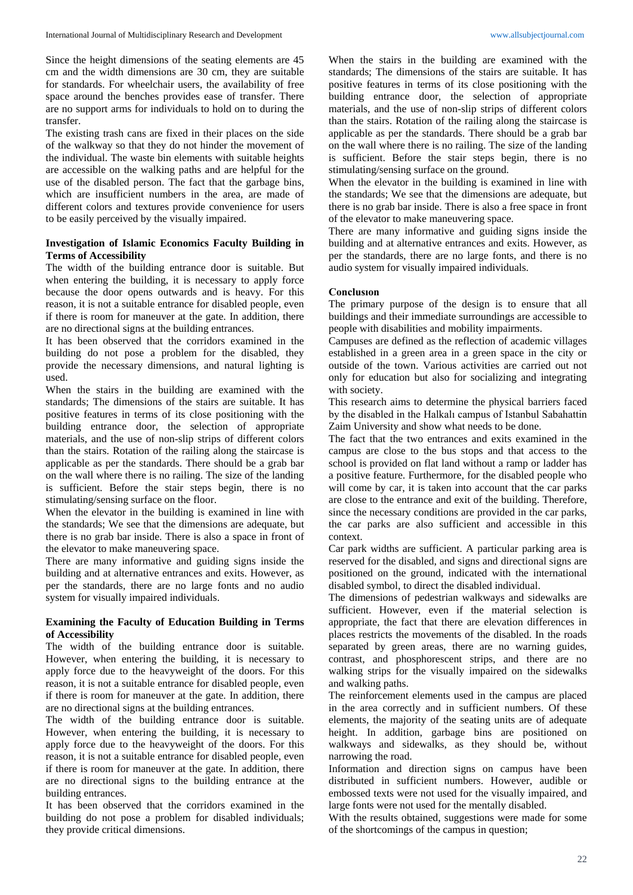Since the height dimensions of the seating elements are 45 cm and the width dimensions are 30 cm, they are suitable for standards. For wheelchair users, the availability of free space around the benches provides ease of transfer. There are no support arms for individuals to hold on to during the transfer.

The existing trash cans are fixed in their places on the side of the walkway so that they do not hinder the movement of the individual. The waste bin elements with suitable heights are accessible on the walking paths and are helpful for the use of the disabled person. The fact that the garbage bins, which are insufficient numbers in the area, are made of different colors and textures provide convenience for users to be easily perceived by the visually impaired.

**Investigation of Islamic Economics Faculty Building in Terms of Accessibility**

The width of the building entrance door is suitable. But when entering the building, it is necessary to apply force because the door opens outwards and is heavy. For this reason, it is not a suitable entrance for disabled people, even if there is room for maneuver at the gate. In addition, there are no directional signs at the building entrances.

It has been observed that the corridors examined in the building do not pose a problem for the disabled, they provide the necessary dimensions, and natural lighting is used.

When the stairs in the building are examined with the standards; The dimensions of the stairs are suitable. It has positive features in terms of its close positioning with the building entrance door, the selection of appropriate materials, and the use of non-slip strips of different colors than the stairs. Rotation of the railing along the staircase is applicable as per the standards. There should be a grab bar on the wall where there is no railing. The size of the landing is sufficient. Before the stair steps begin, there is no stimulating/sensing surface on the floor.

When the elevator in the building is examined in line with the standards; We see that the dimensions are adequate, but there is no grab bar inside. There is also a space in front of the elevator to make maneuvering space.

There are many informative and guiding signs inside the building and at alternative entrances and exits. However, as per the standards, there are no large fonts and no audio system for visually impaired individuals.

**Examining the Faculty of Education Building in Terms of Accessibility**

The width of the building entrance door is suitable. However, when entering the building, it is necessary to apply force due to the heavyweight of the doors. For this reason, it is not a suitable entrance for disabled people, even if there is room for maneuver at the gate. In addition, there are no directional signs at the building entrances.

The width of the building entrance door is suitable. However, when entering the building, it is necessary to apply force due to the heavyweight of the doors. For this reason, it is not a suitable entrance for disabled people, even if there is room for maneuver at the gate. In addition, there are no directional signs to the building entrance at the building entrances.

It has been observed that the corridors examined in the building do not pose a problem for disabled individuals; they provide critical dimensions.

When the stairs in the building are examined with the standards; The dimensions of the stairs are suitable. It has positive features in terms of its close positioning with the building entrance door, the selection of appropriate materials, and the use of non-slip strips of different colors than the stairs. Rotation of the railing along the staircase is applicable as per the standards. There should be a grab bar on the wall where there is no railing. The size of the landing is sufficient. Before the stair steps begin, there is no stimulating/sensing surface on the ground.

When the elevator in the building is examined in line with the standards; We see that the dimensions are adequate, but there is no grab bar inside. There is also a free space in front of the elevator to make maneuvering space.

There are many informative and guiding signs inside the building and at alternative entrances and exits. However, as per the standards, there are no large fonts, and there is no audio system for visually impaired individuals.

**Conclusıon**

The primary purpose of the design is to ensure that all buildings and their immediate surroundings are accessible to people with disabilities and mobility impairments.

Campuses are defined as the reflection of academic villages established in a green area in a green space in the city or outside of the town. Various activities are carried out not only for education but also for socializing and integrating with society.

This research aims to determine the physical barriers faced by the disabled in the Halkalı campus of Istanbul Sabahattin Zaim University and show what needs to be done.

The fact that the two entrances and exits examined in the campus are close to the bus stops and that access to the school is provided on flat land without a ramp or ladder has a positive feature. Furthermore, for the disabled people who will come by car, it is taken into account that the car parks are close to the entrance and exit of the building. Therefore, since the necessary conditions are provided in the car parks, the car parks are also sufficient and accessible in this context.

Car park widths are sufficient. A particular parking area is reserved for the disabled, and signs and directional signs are positioned on the ground, indicated with the international disabled symbol, to direct the disabled individual.

The dimensions of pedestrian walkways and sidewalks are sufficient. However, even if the material selection is appropriate, the fact that there are elevation differences in places restricts the movements of the disabled. In the roads separated by green areas, there are no warning guides, contrast, and phosphorescent strips, and there are no walking strips for the visually impaired on the sidewalks and walking paths.

The reinforcement elements used in the campus are placed in the area correctly and in sufficient numbers. Of these elements, the majority of the seating units are of adequate height. In addition, garbage bins are positioned on walkways and sidewalks, as they should be, without narrowing the road.

Information and direction signs on campus have been distributed in sufficient numbers. However, audible or embossed texts were not used for the visually impaired, and large fonts were not used for the mentally disabled.

With the results obtained, suggestions were made for some of the shortcomings of the campus in question;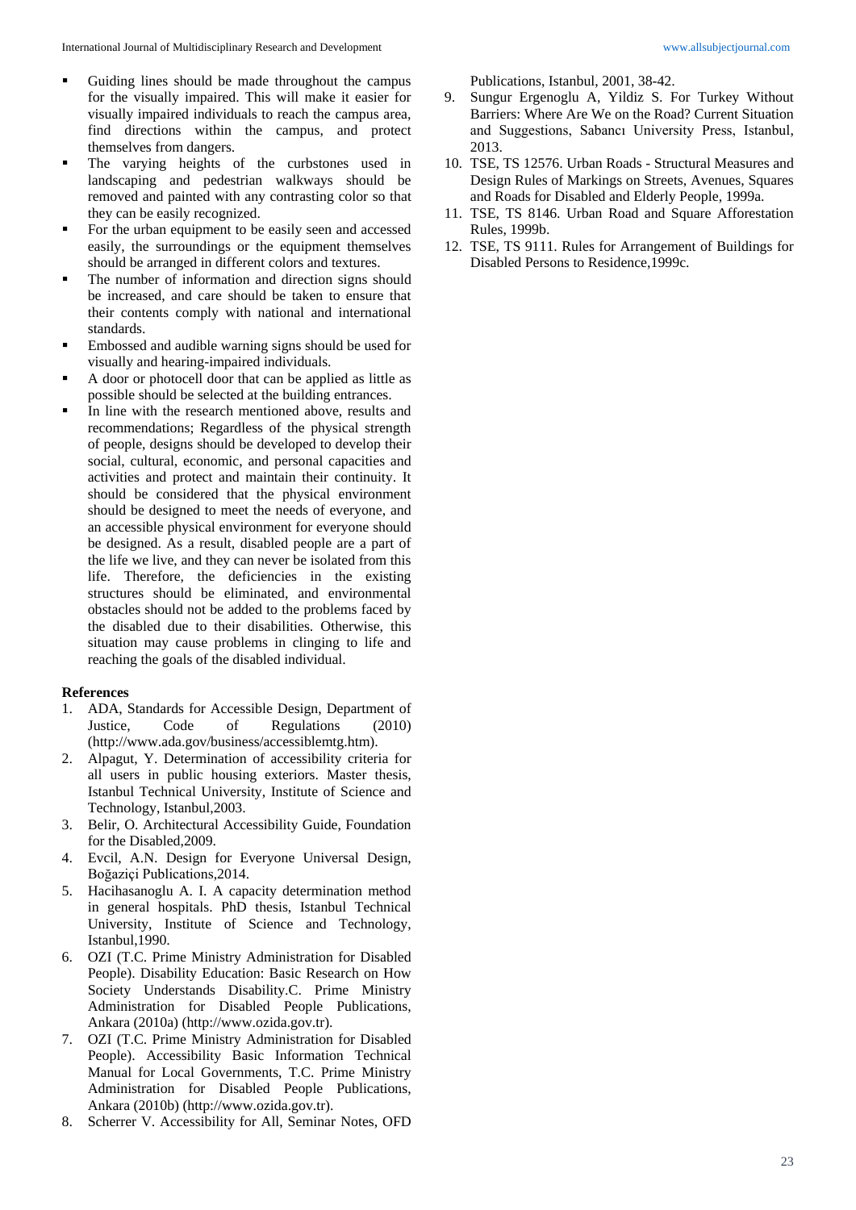- Guiding lines should be made throughout the campus for the visually impaired. This will make it easier for visually impaired individuals to reach the campus area, find directions within the campus, and protect themselves from dangers.
- The varying heights of the curbstones used in landscaping and pedestrian walkways should be removed and painted with any contrasting color so that they can be easily recognized.
- For the urban equipment to be easily seen and accessed easily, the surroundings or the equipment themselves should be arranged in different colors and textures.
- The number of information and direction signs should be increased, and care should be taken to ensure that their contents comply with national and international standards.
- Embossed and audible warning signs should be used for visually and hearing-impaired individuals.
- A door or photocell door that can be applied as little as possible should be selected at the building entrances.
- In line with the research mentioned above, results and recommendations; Regardless of the physical strength of people, designs should be developed to develop their social, cultural, economic, and personal capacities and activities and protect and maintain their continuity. It should be considered that the physical environment should be designed to meet the needs of everyone, and an accessible physical environment for everyone should be designed. As a result, disabled people are a part of the life we live, and they can never be isolated from this life. Therefore, the deficiencies in the existing structures should be eliminated, and environmental obstacles should not be added to the problems faced by the disabled due to their disabilities. Otherwise, this situation may cause problems in clinging to life and reaching the goals of the disabled individual.

## References

1. ADA, Standards for Accessible Design, Department of Justice, Code of Regulations (2010) (http://www.ada.gov/business/accessiblemtg.htm).
2. Alpagut, Y. Determination of accessibility criteria for all users in public housing exteriors. Master thesis, Istanbul Technical University, Institute of Science and Technology, Istanbul,2003.
3. Belir, O. Architectural Accessibility Guide, Foundation for the Disabled,2009.
4. Evcil, A.N. Design for Everyone Universal Design, Boğaziçi Publications,2014.
5. Hacihasanoglu A. I. A capacity determination method in general hospitals. PhD thesis, Istanbul Technical University, Institute of Science and Technology, Istanbul,1990.
6. OZI (T.C. Prime Ministry Administration for Disabled People). Disability Education: Basic Research on How Society Understands Disability.C. Prime Ministry Administration for Disabled People Publications, Ankara (2010a) (http://www.ozida.gov.tr).
7. OZI (T.C. Prime Ministry Administration for Disabled People). Accessibility Basic Information Technical Manual for Local Governments, T.C. Prime Ministry Administration for Disabled People Publications, Ankara (2010b) (http://www.ozida.gov.tr).
8. Scherrer V. Accessibility for All, Seminar Notes, OFD Publications, Istanbul, 2001, 38-42.
9. Sungur Ergenoglu A, Yildiz S. For Turkey Without Barriers: Where Are We on the Road? Current Situation and Suggestions, Sabancı University Press, Istanbul, 2013.
10. TSE, TS 12576. Urban Roads - Structural Measures and Design Rules of Markings on Streets, Avenues, Squares and Roads for Disabled and Elderly People, 1999a.
11. TSE, TS 8146. Urban Road and Square Afforestation Rules, 1999b.
12. TSE, TS 9111. Rules for Arrangement of Buildings for Disabled Persons to Residence,1999c.